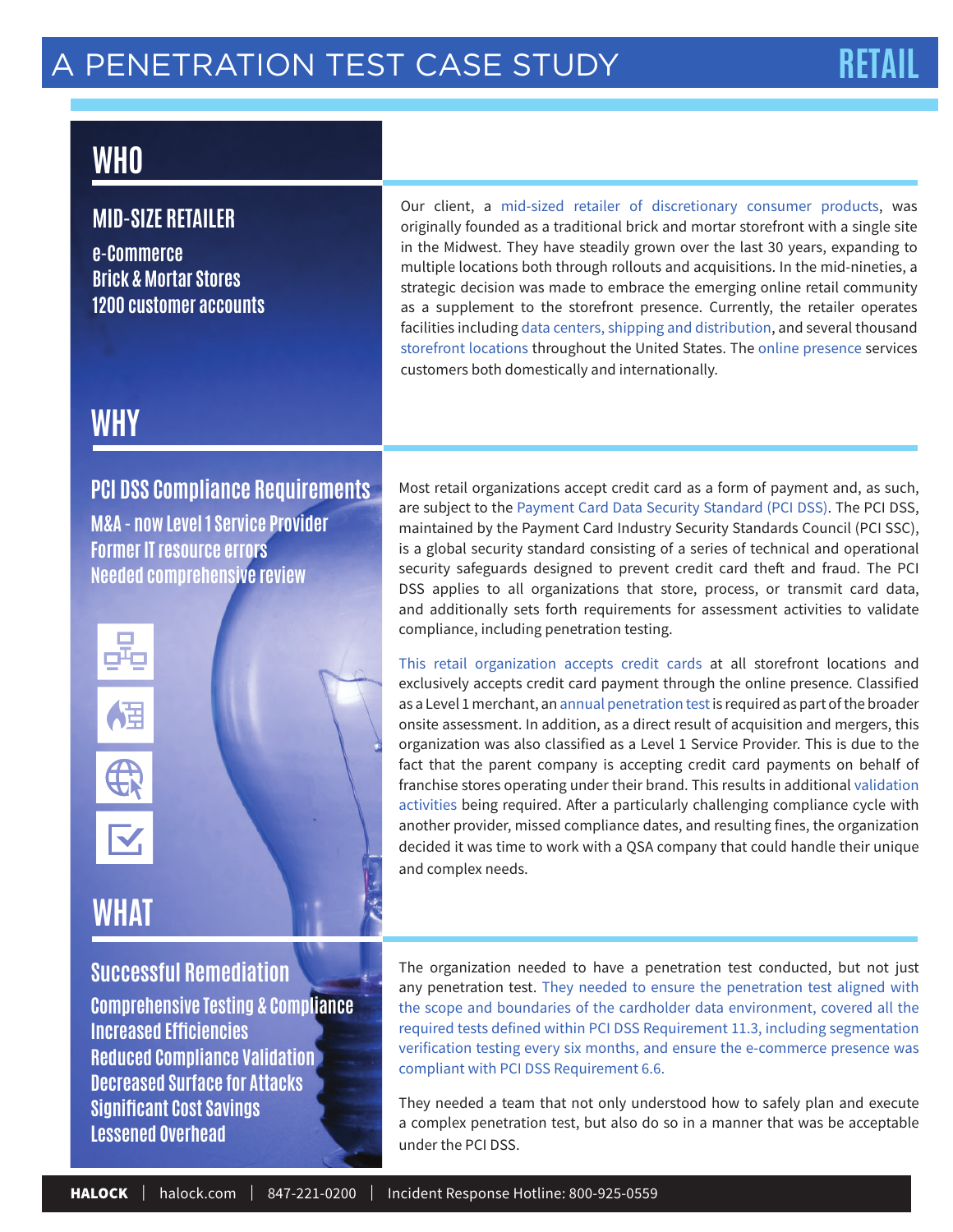# A PENETRATION TEST CASE STUDY — RETAIL

## WHO

### MID-SIZE RETAILER

- e-Commerce
- Brick & Mortar Stores
- 1200 customer accounts

Our client, a mid-sized retailer of discretionary consumer products, was originally founded as a traditional brick and mortar storefront with a single site in the Midwest. They have steadily grown over the last 30 years, expanding to multiple locations both through rollouts and acquisitions. In the mid-nineties, a strategic decision was made to embrace the emerging online retail community as a supplement to the storefront presence. Currently, the retailer operates facilities including data centers, shipping and distribution, and several thousand storefront locations throughout the United States. The online presence services customers both domestically and internationally.

## WHY

### PCI DSS Compliance Requirements

- M&A - now Level 1 Service Provider
- Former IT resource errors
- Needed comprehensive review

Most retail organizations accept credit card as a form of payment and, as such, are subject to the Payment Card Data Security Standard (PCI DSS). The PCI DSS, maintained by the Payment Card Industry Security Standards Council (PCI SSC), is a global security standard consisting of a series of technical and operational security safeguards designed to prevent credit card theft and fraud. The PCI DSS applies to all organizations that store, process, or transmit card data, and additionally sets forth requirements for assessment activities to validate compliance, including penetration testing.

This retail organization accepts credit cards at all storefront locations and exclusively accepts credit card payment through the online presence. Classified as a Level 1 merchant, an annual penetration test is required as part of the broader onsite assessment. In addition, as a direct result of acquisition and mergers, this organization was also classified as a Level 1 Service Provider. This is due to the fact that the parent company is accepting credit card payments on behalf of franchise stores operating under their brand. This results in additional validation activities being required. After a particularly challenging compliance cycle with another provider, missed compliance dates, and resulting fines, the organization decided it was time to work with a QSA company that could handle their unique and complex needs.

## WHAT

### Successful Remediation

- Comprehensive Testing & Compliance
- Increased Efficiencies
- Reduced Compliance Validation
- Decreased Surface for Attacks
- Significant Cost Savings
- Lessened Overhead

The organization needed to have a penetration test conducted, but not just any penetration test. They needed to ensure the penetration test aligned with the scope and boundaries of the cardholder data environment, covered all the required tests defined within PCI DSS Requirement 11.3, including segmentation verification testing every six months, and ensure the e-commerce presence was compliant with PCI DSS Requirement 6.6.

They needed a team that not only understood how to safely plan and execute a complex penetration test, but also do so in a manner that was be acceptable under the PCI DSS.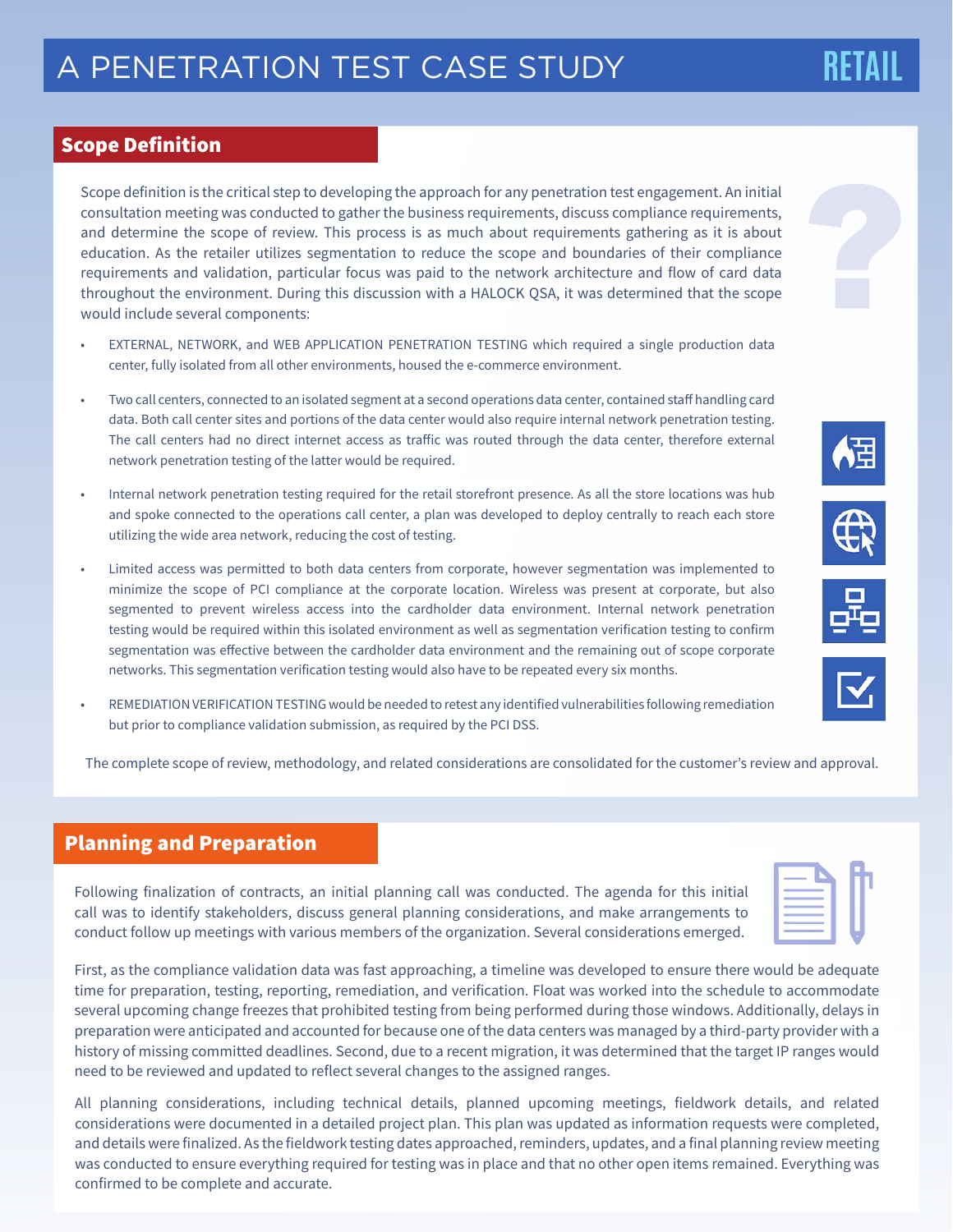# A PENETRATION TEST CASE STUDY RETAIL

## Scope Definition

Scope definition is the critical step to developing the approach for any penetration test engagement. An initial consultation meeting was conducted to gather the business requirements, discuss compliance requirements, and determine the scope of review. This process is as much about requirements gathering as it is about education. As the retailer utilizes segmentation to reduce the scope and boundaries of their compliance requirements and validation, particular focus was paid to the network architecture and flow of card data throughout the environment. During this discussion with a HALOCK QSA, it was determined that the scope would include several components:

- EXTERNAL, NETWORK, and WEB APPLICATION PENETRATION TESTING which required a single production data center, fully isolated from all other environments, housed the e-commerce environment.
- Two call centers, connected to an isolated segment at a second operations data center, contained staff handling card data. Both call center sites and portions of the data center would also require internal network penetration testing. The call centers had no direct internet access as traffic was routed through the data center, therefore external network penetration testing of the latter would be required.
- Internal network penetration testing required for the retail storefront presence. As all the store locations was hub and spoke connected to the operations call center, a plan was developed to deploy centrally to reach each store utilizing the wide area network, reducing the cost of testing.
- Limited access was permitted to both data centers from corporate, however segmentation was implemented to minimize the scope of PCI compliance at the corporate location. Wireless was present at corporate, but also segmented to prevent wireless access into the cardholder data environment. Internal network penetration testing would be required within this isolated environment as well as segmentation verification testing to confirm segmentation was effective between the cardholder data environment and the remaining out of scope corporate networks. This segmentation verification testing would also have to be repeated every six months.
- REMEDIATION VERIFICATION TESTING would be needed to retest any identified vulnerabilities following remediation but prior to compliance validation submission, as required by the PCI DSS.

The complete scope of review, methodology, and related considerations are consolidated for the customer's review and approval.

## Planning and Preparation

Following finalization of contracts, an initial planning call was conducted. The agenda for this initial call was to identify stakeholders, discuss general planning considerations, and make arrangements to conduct follow up meetings with various members of the organization. Several considerations emerged.

First, as the compliance validation data was fast approaching, a timeline was developed to ensure there would be adequate time for preparation, testing, reporting, remediation, and verification. Float was worked into the schedule to accommodate several upcoming change freezes that prohibited testing from being performed during those windows. Additionally, delays in preparation were anticipated and accounted for because one of the data centers was managed by a third-party provider with a history of missing committed deadlines. Second, due to a recent migration, it was determined that the target IP ranges would need to be reviewed and updated to reflect several changes to the assigned ranges.

All planning considerations, including technical details, planned upcoming meetings, fieldwork details, and related considerations were documented in a detailed project plan. This plan was updated as information requests were completed, and details were finalized. As the fieldwork testing dates approached, reminders, updates, and a final planning review meeting was conducted to ensure everything required for testing was in place and that no other open items remained. Everything was confirmed to be complete and accurate.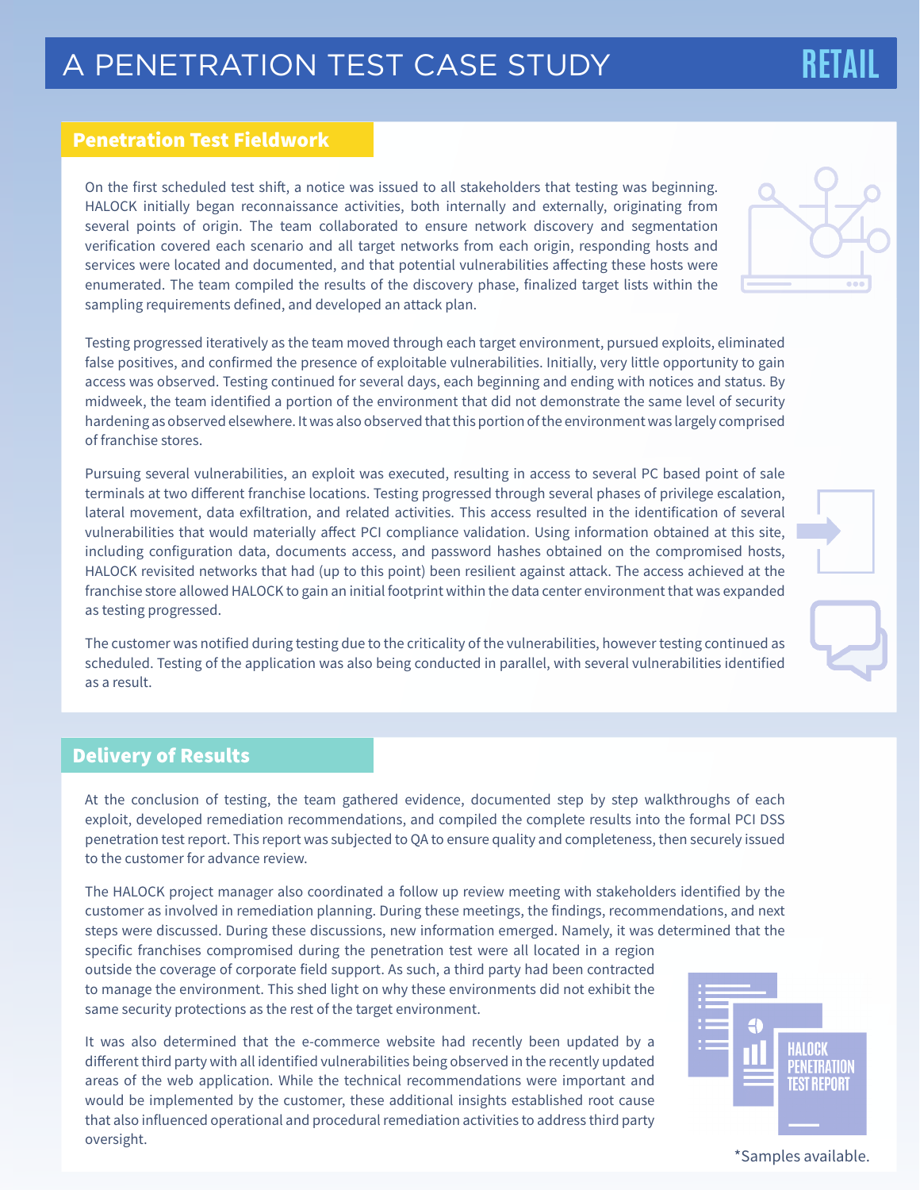# A PENETRATION TEST CASE STUDY — RETAIL

## Penetration Test Fieldwork

On the first scheduled test shift, a notice was issued to all stakeholders that testing was beginning. HALOCK initially began reconnaissance activities, both internally and externally, originating from several points of origin. The team collaborated to ensure network discovery and segmentation verification covered each scenario and all target networks from each origin, responding hosts and services were located and documented, and that potential vulnerabilities affecting these hosts were enumerated. The team compiled the results of the discovery phase, finalized target lists within the sampling requirements defined, and developed an attack plan.

Testing progressed iteratively as the team moved through each target environment, pursued exploits, eliminated false positives, and confirmed the presence of exploitable vulnerabilities. Initially, very little opportunity to gain access was observed. Testing continued for several days, each beginning and ending with notices and status. By midweek, the team identified a portion of the environment that did not demonstrate the same level of security hardening as observed elsewhere. It was also observed that this portion of the environment was largely comprised of franchise stores.

Pursuing several vulnerabilities, an exploit was executed, resulting in access to several PC based point of sale terminals at two different franchise locations. Testing progressed through several phases of privilege escalation, lateral movement, data exfiltration, and related activities. This access resulted in the identification of several vulnerabilities that would materially affect PCI compliance validation. Using information obtained at this site, including configuration data, documents access, and password hashes obtained on the compromised hosts, HALOCK revisited networks that had (up to this point) been resilient against attack. The access achieved at the franchise store allowed HALOCK to gain an initial footprint within the data center environment that was expanded as testing progressed.

The customer was notified during testing due to the criticality of the vulnerabilities, however testing continued as scheduled. Testing of the application was also being conducted in parallel, with several vulnerabilities identified as a result.

## Delivery of Results

At the conclusion of testing, the team gathered evidence, documented step by step walkthroughs of each exploit, developed remediation recommendations, and compiled the complete results into the formal PCI DSS penetration test report. This report was subjected to QA to ensure quality and completeness, then securely issued to the customer for advance review.

The HALOCK project manager also coordinated a follow up review meeting with stakeholders identified by the customer as involved in remediation planning. During these meetings, the findings, recommendations, and next steps were discussed. During these discussions, new information emerged. Namely, it was determined that the specific franchises compromised during the penetration test were all located in a region outside the coverage of corporate field support. As such, a third party had been contracted to manage the environment. This shed light on why these environments did not exhibit the same security protections as the rest of the target environment.

It was also determined that the e-commerce website had recently been updated by a different third party with all identified vulnerabilities being observed in the recently updated areas of the web application. While the technical recommendations were important and would be implemented by the customer, these additional insights established root cause that also influenced operational and procedural remediation activities to address third party oversight.

HALOCK PENETRATION TEST REPORT

*Samples available.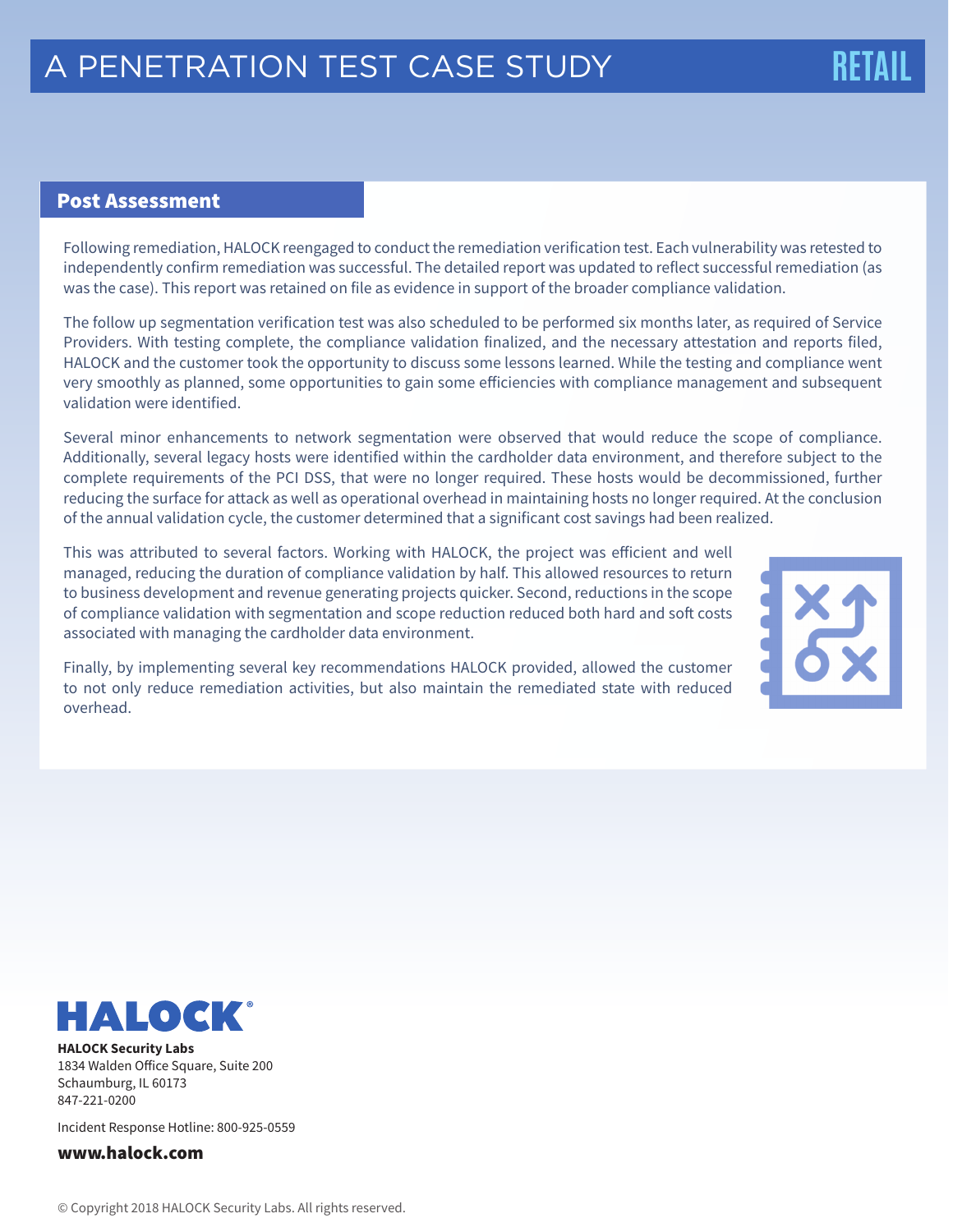## Post Assessment

Following remediation, HALOCK reengaged to conduct the remediation verification test. Each vulnerability was retested to independently confirm remediation was successful. The detailed report was updated to reflect successful remediation (as was the case). This report was retained on file as evidence in support of the broader compliance validation.

The follow up segmentation verification test was also scheduled to be performed six months later, as required of Service Providers. With testing complete, the compliance validation finalized, and the necessary attestation and reports filed, HALOCK and the customer took the opportunity to discuss some lessons learned. While the testing and compliance went very smoothly as planned, some opportunities to gain some efficiencies with compliance management and subsequent validation were identified.

Several minor enhancements to network segmentation were observed that would reduce the scope of compliance. Additionally, several legacy hosts were identified within the cardholder data environment, and therefore subject to the complete requirements of the PCI DSS, that were no longer required. These hosts would be decommissioned, further reducing the surface for attack as well as operational overhead in maintaining hosts no longer required. At the conclusion of the annual validation cycle, the customer determined that a significant cost savings had been realized.

This was attributed to several factors. Working with HALOCK, the project was efficient and well managed, reducing the duration of compliance validation by half. This allowed resources to return to business development and revenue generating projects quicker. Second, reductions in the scope of compliance validation with segmentation and scope reduction reduced both hard and soft costs associated with managing the cardholder data environment.

Finally, by implementing several key recommendations HALOCK provided, allowed the customer to not only reduce remediation activities, but also maintain the remediated state with reduced overhead.

**HALOCK Security Labs**
1834 Walden Office Square, Suite 200
Schaumburg, IL 60173
847-221-0200

Incident Response Hotline: 800-925-0559

**www.halock.com**

© Copyright 2018 HALOCK Security Labs. All rights reserved.